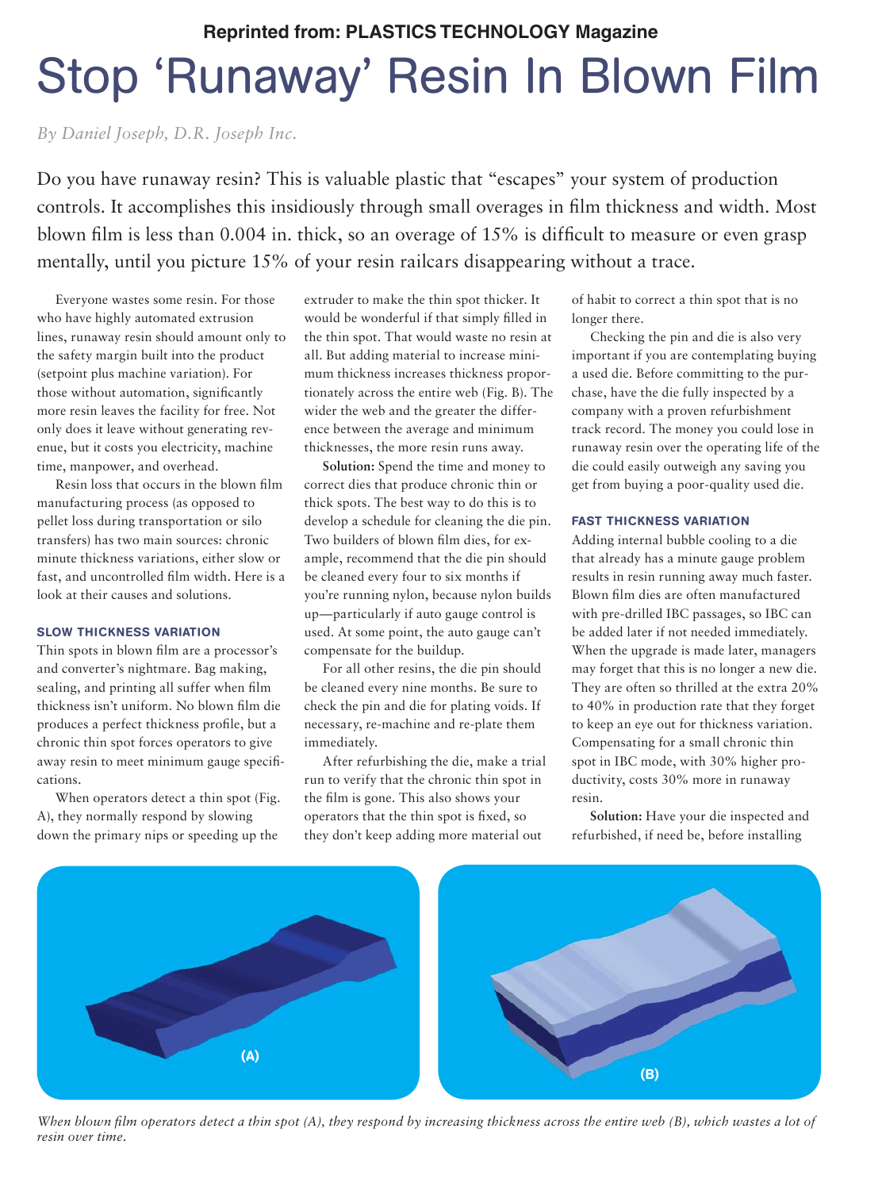Reprinted from: PLASTICS TECHNOLOGY Magazine

# Stop 'Runaway' Resin In Blown Film

*By Daniel Joseph, D.R. Joseph Inc.*

Do you have runaway resin? This is valuable plastic that "escapes" your system of production controls. It accomplishes this insidiously through small overages in film thickness and width. Most blown film is less than 0.004 in. thick, so an overage of 15% is difficult to measure or even grasp mentally, until you picture 15% of your resin railcars disappearing without a trace.

Everyone wastes some resin. For those who have highly automated extrusion lines, runaway resin should amount only to the safety margin built into the product (setpoint plus machine variation). For those without automation, significantly more resin leaves the facility for free. Not only does it leave without generating revenue, but it costs you electricity, machine time, manpower, and overhead.

Resin loss that occurs in the blown film manufacturing process (as opposed to pellet loss during transportation or silo transfers) has two main sources: chronic minute thickness variations, either slow or fast, and uncontrolled film width. Here is a look at their causes and solutions.

### SLOW THICKNESS VARIATION

Thin spots in blown film are a processor's and converter's nightmare. Bag making, sealing, and printing all suffer when film thickness isn't uniform. No blown film die produces a perfect thickness profile, but a chronic thin spot forces operators to give away resin to meet minimum gauge specifications.

When operators detect a thin spot (Fig. A), they normally respond by slowing down the primary nips or speeding up the extruder to make the thin spot thicker. It would be wonderful if that simply filled in the thin spot. That would waste no resin at all. But adding material to increase minimum thickness increases thickness proportionately across the entire web (Fig. B). The wider the web and the greater the difference between the average and minimum thicknesses, the more resin runs away.

**Solution:** Spend the time and money to correct dies that produce chronic thin or thick spots. The best way to do this is to develop a schedule for cleaning the die pin. Two builders of blown film dies, for example, recommend that the die pin should be cleaned every four to six months if you're running nylon, because nylon builds up—particularly if auto gauge control is used. At some point, the auto gauge can't compensate for the buildup.

For all other resins, the die pin should be cleaned every nine months. Be sure to check the pin and die for plating voids. If necessary, re-machine and re-plate them immediately.

After refurbishing the die, make a trial run to verify that the chronic thin spot in the film is gone. This also shows your operators that the thin spot is fixed, so they don't keep adding more material out of habit to correct a thin spot that is no longer there.

Checking the pin and die is also very important if you are contemplating buying a used die. Before committing to the purchase, have the die fully inspected by a company with a proven refurbishment track record. The money you could lose in runaway resin over the operating life of the die could easily outweigh any saving you get from buying a poor-quality used die.

### FAST THICKNESS VARIATION

Adding internal bubble cooling to a die that already has a minute gauge problem results in resin running away much faster. Blown film dies are often manufactured with pre-drilled IBC passages, so IBC can be added later if not needed immediately. When the upgrade is made later, managers may forget that this is no longer a new die. They are often so thrilled at the extra 20% to 40% in production rate that they forget to keep an eye out for thickness variation. Compensating for a small chronic thin spot in IBC mode, with 30% higher productivity, costs 30% more in runaway resin.

**Solution:** Have your die inspected and refurbished, if need be, before installing

(A)

(B)

*When blown film operators detect a thin spot (A), they respond by increasing thickness across the entire web (B), which wastes a lot of resin over time.*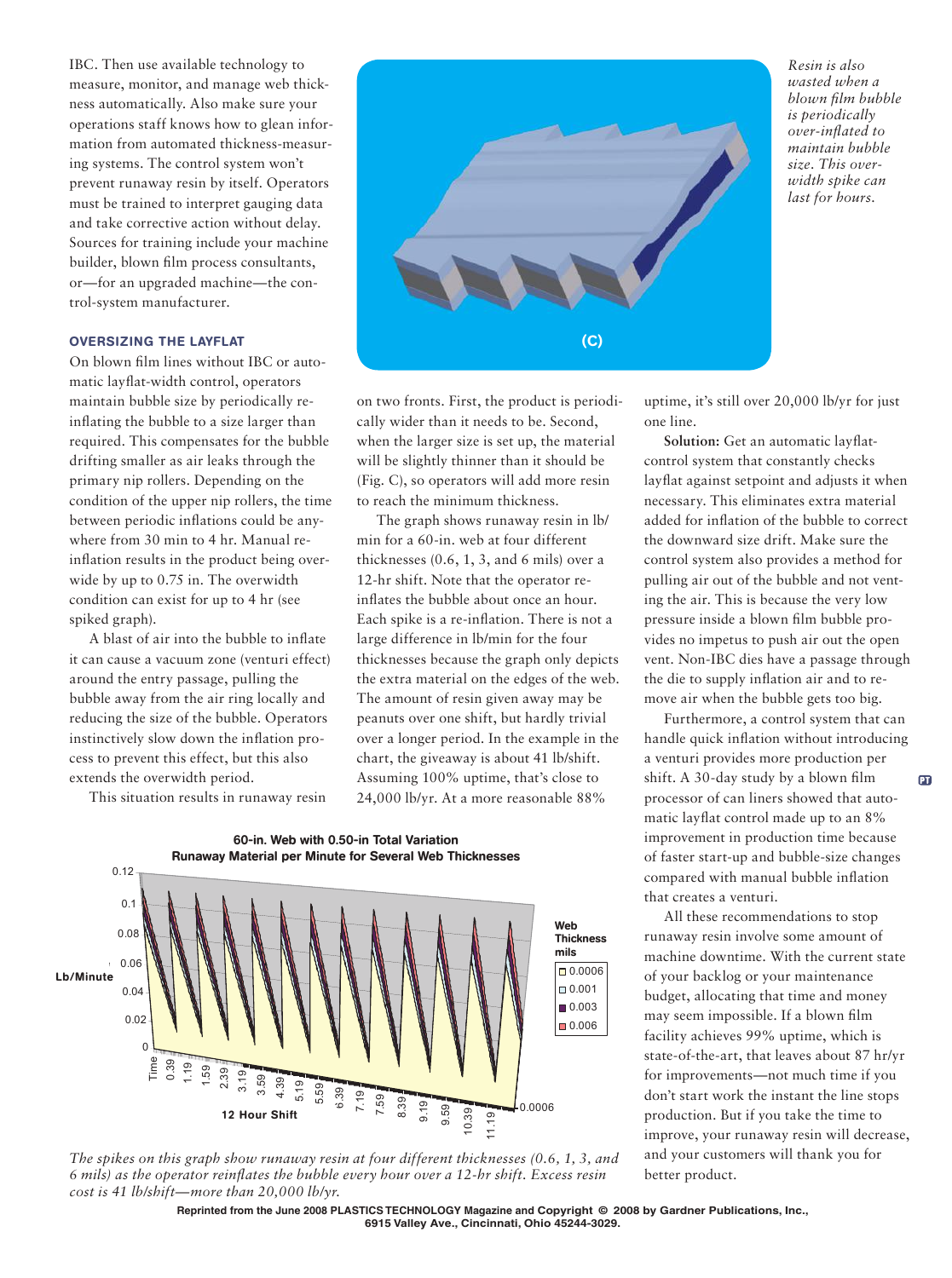IBC. Then use available technology to measure, monitor, and manage web thickness automatically. Also make sure your operations staff knows how to glean information from automated thickness-measuring systems. The control system won't prevent runaway resin by itself. Operators must be trained to interpret gauging data and take corrective action without delay. Sources for training include your machine builder, blown film process consultants, or—for an upgraded machine—the control-system manufacturer.

### OVERSIZING THE LAYFLAT

On blown film lines without IBC or automatic layflat-width control, operators maintain bubble size by periodically re-inflating the bubble to a size larger than required. This compensates for the bubble drifting smaller as air leaks through the primary nip rollers. Depending on the condition of the upper nip rollers, the time between periodic inflations could be anywhere from 30 min to 4 hr. Manual re-inflation results in the product being over-wide by up to 0.75 in. The overwidth condition can exist for up to 4 hr (see spiked graph).

A blast of air into the bubble to inflate it can cause a vacuum zone (venturi effect) around the entry passage, pulling the bubble away from the air ring locally and reducing the size of the bubble. Operators instinctively slow down the inflation process to prevent this effect, but this also extends the overwidth period.

This situation results in runaway resin on two fronts. First, the product is periodically wider than it needs to be. Second, when the larger size is set up, the material will be slightly thinner than it should be (Fig. C), so operators will add more resin to reach the minimum thickness.

(C)

*Resin is also wasted when a blown film bubble is periodically over-inflated to maintain bubble size. This over-width spike can last for hours.*

The graph shows runaway resin in lb/min for a 60-in. web at four different thicknesses (0.6, 1, 3, and 6 mils) over a 12-hr shift. Note that the operator re-inflates the bubble about once an hour. Each spike is a re-inflation. There is not a large difference in lb/min for the four thicknesses because the graph only depicts the extra material on the edges of the web. The amount of resin given away may be peanuts over one shift, but hardly trivial over a longer period. In the example in the chart, the giveaway is about 41 lb/shift. Assuming 100% uptime, that's close to 24,000 lb/yr. At a more reasonable 88% uptime, it's still over 20,000 lb/yr for just one line.

**Solution:** Get an automatic layflat-control system that constantly checks layflat against setpoint and adjusts it when necessary. This eliminates extra material added for inflation of the bubble to correct the downward size drift. Make sure the control system also provides a method for pulling air out of the bubble and not venting the air. This is because the very low pressure inside a blown film bubble provides no impetus to push air out the open vent. Non-IBC dies have a passage through the die to supply inflation air and to remove air when the bubble gets too big.

Furthermore, a control system that can handle quick inflation without introducing a venturi provides more production per shift. A 30-day study by a blown film processor of can liners showed that automatic layflat control made up to an 8% improvement in production time because of faster start-up and bubble-size changes compared with manual bubble inflation that creates a venturi.

All these recommendations to stop runaway resin involve some amount of machine downtime. With the current state of your backlog or your maintenance budget, allocating that time and money may seem impossible. If a blown film facility achieves 99% uptime, which is state-of-the-art, that leaves about 87 hr/yr for improvements—not much time if you don't start work the instant the line stops production. But if you take the time to improve, your runaway resin will decrease, and your customers will thank you for better product.

60-in. Web with 0.50-in Total Variation
Runaway Material per Minute for Several Web Thicknesses

Lb/Minute
0.12
0.1
0.08
0.06
0.04
0.02
0

Time 0.39 1.19 1.59 2.39 3.19 3.59 4.39 5.19 5.59 6.39 7.19 7.59 8.39 9.19 9.59 10.39 11.19

12 Hour Shift

0.0006

Web Thickness mils
0.0006
0.001
0.003
0.006

*The spikes on this graph show runaway resin at four different thicknesses (0.6, 1, 3, and 6 mils) as the operator reinflates the bubble every hour over a 12-hr shift. Excess resin cost is 41 lb/shift—more than 20,000 lb/yr.*

**Reprinted from the June 2008 PLASTICS TECHNOLOGY Magazine and Copyright © 2008 by Gardner Publications, Inc., 6915 Valley Ave., Cincinnati, Ohio 45244-3029.**